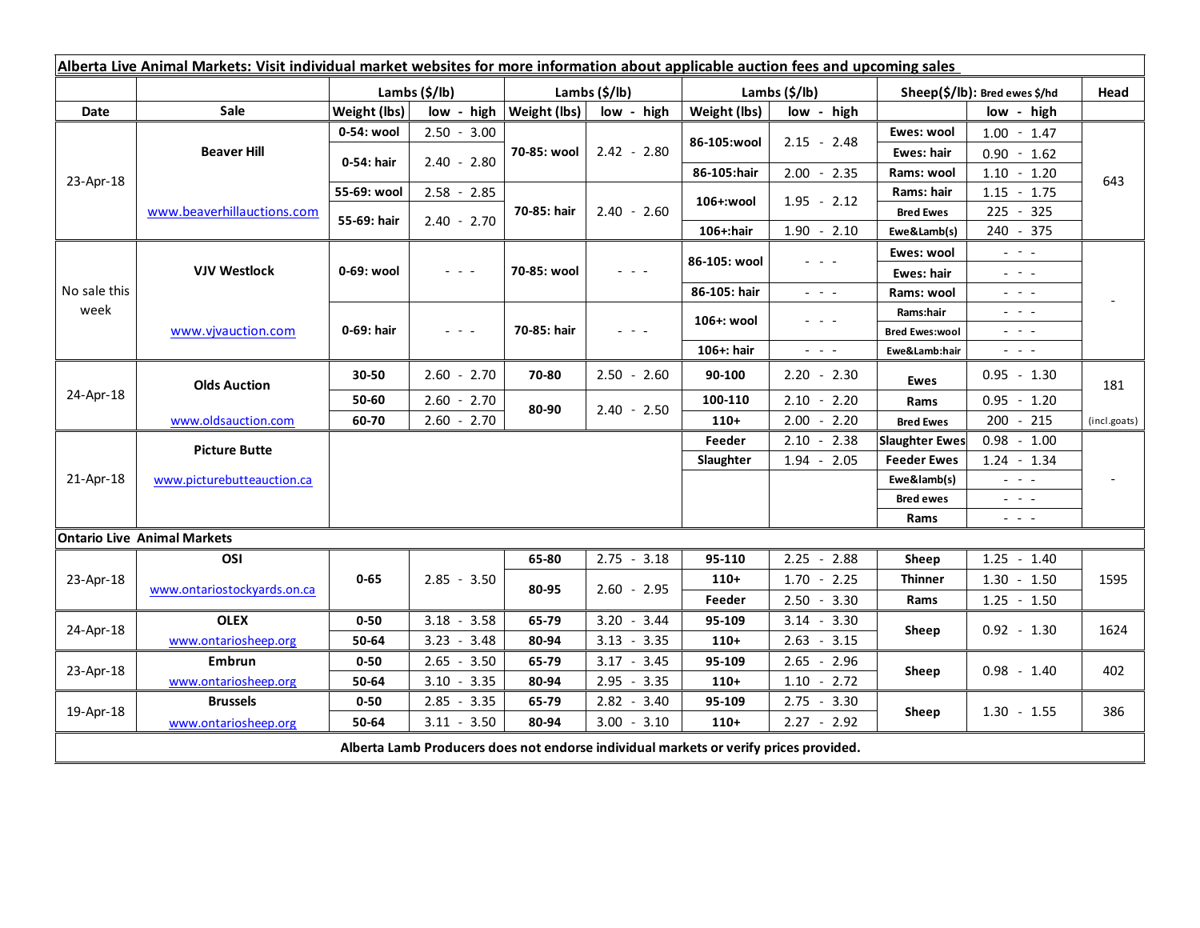**Alberta Live Animal Markets: Visit individual market websites for more information about applicable auction fees and upcoming sales**

| Date | Sale | Lambs ($/lb) | | Lambs ($/lb) | | Lambs ($/lb) | | Sheep($/lb): Bred ewes $/hd | | Head |
|---|---|---|---|---|---|---|---|---|---|---|
| | | Weight (lbs) | low - high | Weight (lbs) | low - high | Weight (lbs) | low - high | | low - high | |
| 23-Apr-18 | Beaver Hill | 0-54: wool | 2.50 - 3.00 | 70-85: wool | 2.42 - 2.80 | 86-105:wool | 2.15 - 2.48 | Ewes: wool | 1.00 - 1.47 | 643 |
| | | 0-54: hair | 2.40 - 2.80 | | | | | Ewes: hair | 0.90 - 1.62 | |
| | | | | | | 86-105:hair | 2.00 - 2.35 | Rams: wool | 1.10 - 1.20 | |
| | www.beaverhillauctions.com | 55-69: wool | 2.58 - 2.85 | 70-85: hair | 2.40 - 2.60 | 106+:wool | 1.95 - 2.12 | Rams: hair | 1.15 - 1.75 | |
| | | 55-69: hair | 2.40 - 2.70 | | | | | Bred Ewes | 225 - 325 | |
| | | | | | | 106+:hair | 1.90 - 2.10 | Ewe&Lamb(s) | 240 - 375 | |
| No sale this week | VJV Westlock | 0-69: wool | - - - | 70-85: wool | - - - | 86-105: wool | - - - | Ewes: wool | - - - | - |
| | | | | | | | | Ewes: hair | - - - | |
| | | | | | | 86-105: hair | - - - | Rams: wool | - - - | |
| | www.vjvauction.com | 0-69: hair | - - - | 70-85: hair | - - - | 106+: wool | - - - | Rams:hair | - - - | |
| | | | | | | | | Bred Ewes:wool | - - - | |
| | | | | | | 106+: hair | - - - | Ewe&Lamb:hair | - - - | |
| 24-Apr-18 | Olds Auction | 30-50 | 2.60 - 2.70 | 70-80 | 2.50 - 2.60 | 90-100 | 2.20 - 2.30 | Ewes | 0.95 - 1.30 | 181 |
| | | 50-60 | 2.60 - 2.70 | 80-90 | 2.40 - 2.50 | 100-110 | 2.10 - 2.20 | Rams | 0.95 - 1.20 | |
| | www.oldsauction.com | 60-70 | 2.60 - 2.70 | | | 110+ | 2.00 - 2.20 | Bred Ewes | 200 - 215 | (incl.goats) |
| 21-Apr-18 | Picture Butte | | | | | Feeder | 2.10 - 2.38 | Slaughter Ewes | 0.98 - 1.00 | - |
| | www.picturebutteauction.ca | | | | | Slaughter | 1.94 - 2.05 | Feeder Ewes | 1.24 - 1.34 | |
| | | | | | | | | Ewe&lamb(s) | - - - | |
| | | | | | | | | Bred ewes | - - - | |
| | | | | | | | | Rams | - - - | |
| **Ontario Live Animal Markets** | | | | | | | | | | |
| 23-Apr-18 | OSI | 0-65 | 2.85 - 3.50 | 65-80 | 2.75 - 3.18 | 95-110 | 2.25 - 2.88 | Sheep | 1.25 - 1.40 | 1595 |
| | www.ontariostockyards.on.ca | | | 80-95 | 2.60 - 2.95 | 110+ | 1.70 - 2.25 | Thinner | 1.30 - 1.50 | |
| | | | | | | Feeder | 2.50 - 3.30 | Rams | 1.25 - 1.50 | |
| 24-Apr-18 | OLEX | 0-50 | 3.18 - 3.58 | 65-79 | 3.20 - 3.44 | 95-109 | 3.14 - 3.30 | Sheep | 0.92 - 1.30 | 1624 |
| | www.ontariosheep.org | 50-64 | 3.23 - 3.48 | 80-94 | 3.13 - 3.35 | 110+ | 2.63 - 3.15 | | | |
| 23-Apr-18 | Embrun | 0-50 | 2.65 - 3.50 | 65-79 | 3.17 - 3.45 | 95-109 | 2.65 - 2.96 | Sheep | 0.98 - 1.40 | 402 |
| | www.ontariosheep.org | 50-64 | 3.10 - 3.35 | 80-94 | 2.95 - 3.35 | 110+ | 1.10 - 2.72 | | | |
| 19-Apr-18 | Brussels | 0-50 | 2.85 - 3.35 | 65-79 | 2.82 - 3.40 | 95-109 | 2.75 - 3.30 | Sheep | 1.30 - 1.55 | 386 |
| | www.ontariosheep.org | 50-64 | 3.11 - 3.50 | 80-94 | 3.00 - 3.10 | 110+ | 2.27 - 2.92 | | | |

**Alberta Lamb Producers does not endorse individual markets or verify prices provided.**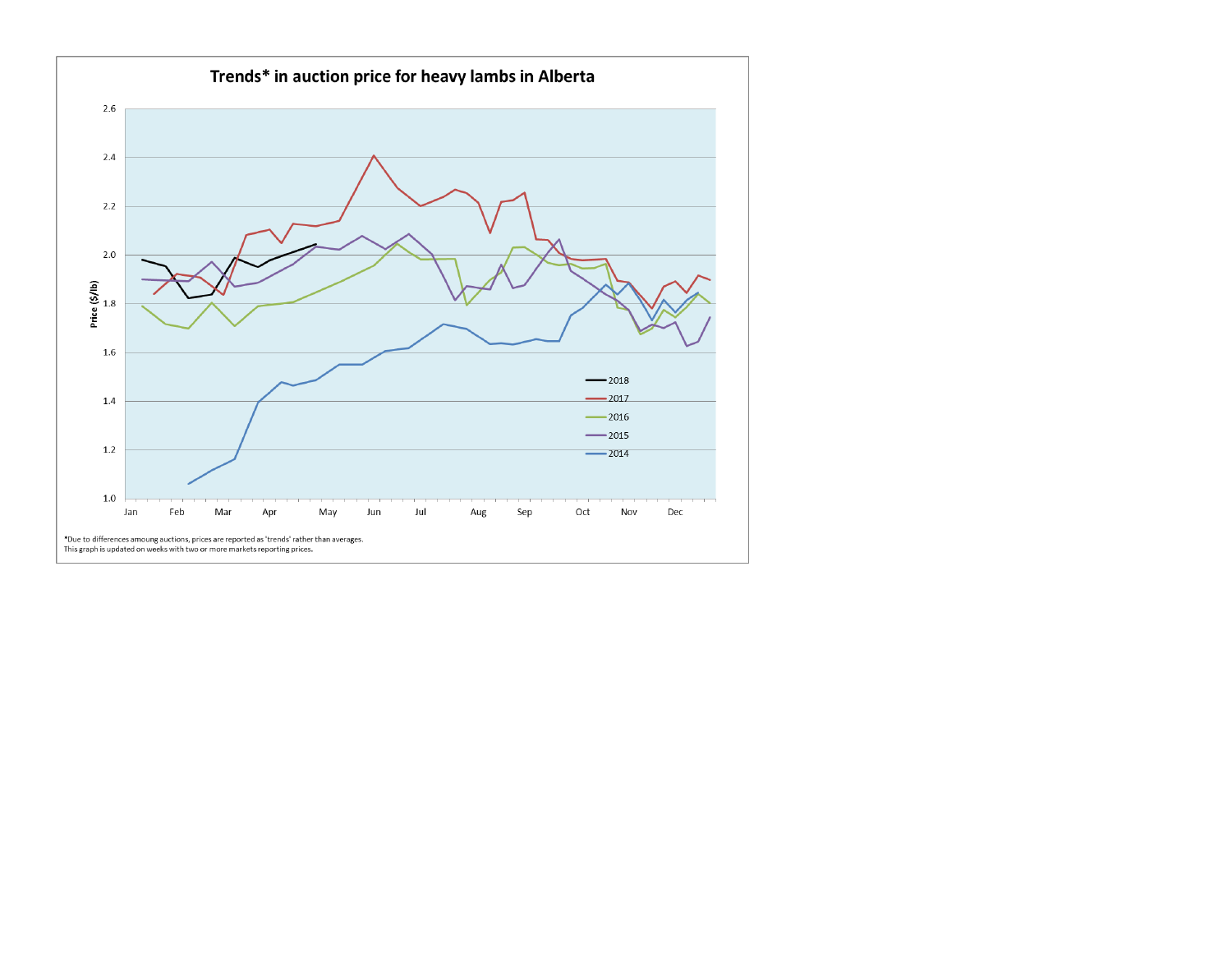# Trends* in auction price for heavy lambs in Alberta

Price ($/lb)

2.6
2.4
2.2
2.0
1.8
1.6
1.4
1.2
1.0

Jan Feb Mar Apr May Jun Jul Aug Sep Oct Nov Dec

2018
2017
2016
2015
2014

*Due to differences amoung auctions, prices are reported as 'trends' rather than averages.
This graph is updated on weeks with two or more markets reporting prices.